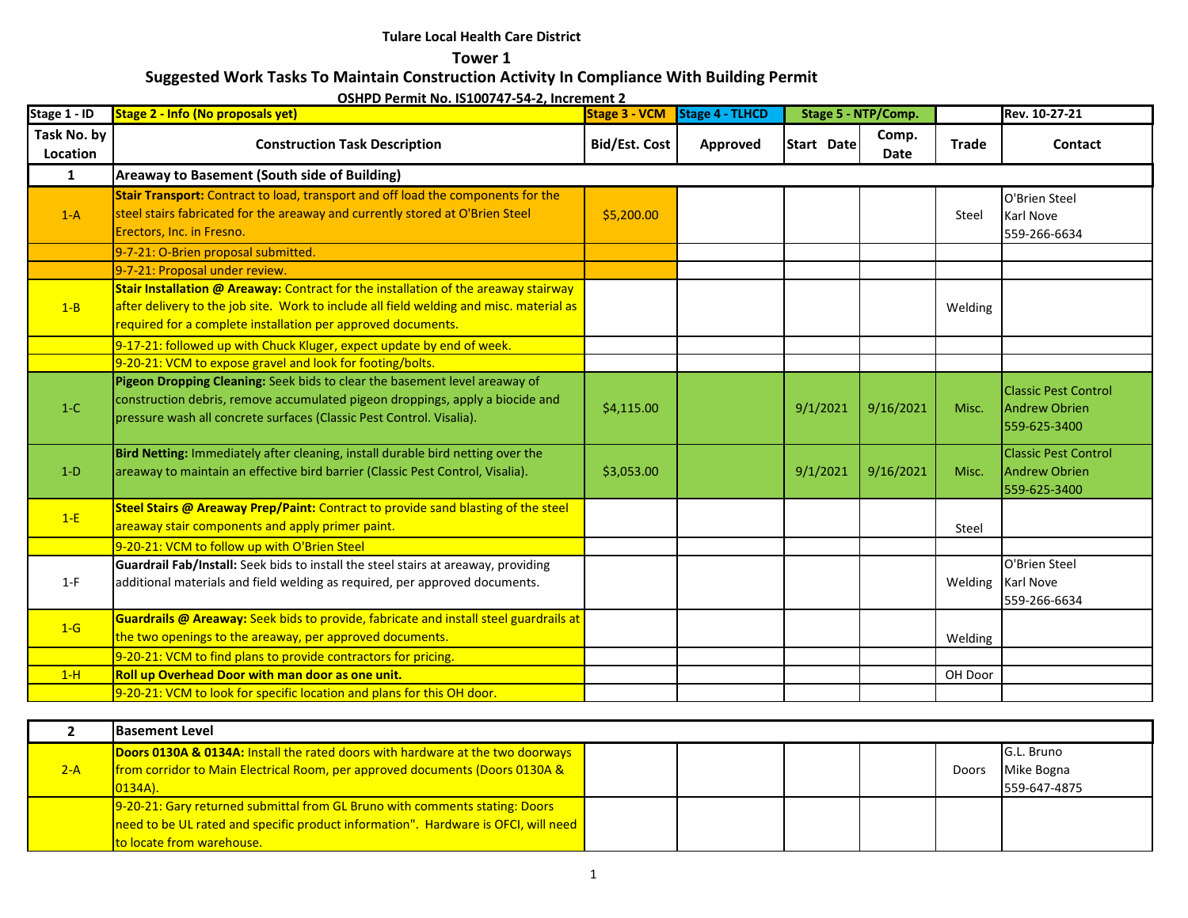**Tulare Local Health Care District**

**Tower 1**

**Suggested Work Tasks To Maintain Construction Activity In Compliance With Building Permit**

**OSHPD Permit No. IS100747-54-2, Increment 2**

| Stage 1 - ID | Stage 2 - Info (No proposals yet) | Stage 3 - VCM | Stage 4 - TLHCD | Stage 5 - NTP/Comp. | | | Rev. 10-27-21 |
|---|---|---|---|---|---|---|---|
| **Task No. by Location** | **Construction Task Description** | **Bid/Est. Cost** | **Approved** | **Start Date** | **Comp. Date** | **Trade** | **Contact** |
| **1** | **Areaway to Basement (South side of Building)** | | | | | | |
| 1-A | **Stair Transport:** Contract to load, transport and off load the components for the steel stairs fabricated for the areaway and currently stored at O'Brien Steel Erectors, Inc. in Fresno. | $5,200.00 | | | | Steel | O'Brien Steel<br>Karl Nove<br>559-266-6634 |
| | 9-7-21: O-Brien proposal submitted. | | | | | | |
| | 9-7-21: Proposal under review. | | | | | | |
| 1-B | **Stair Installation @ Areaway:** Contract for the installation of the areaway stairway after delivery to the job site. Work to include all field welding and misc. material as required for a complete installation per approved documents. | | | | | Welding | |
| | 9-17-21: followed up with Chuck Kluger, expect update by end of week. | | | | | | |
| | 9-20-21: VCM to expose gravel and look for footing/bolts. | | | | | | |
| 1-C | **Pigeon Dropping Cleaning:** Seek bids to clear the basement level areaway of construction debris, remove accumulated pigeon droppings, apply a biocide and pressure wash all concrete surfaces (Classic Pest Control. Visalia). | $4,115.00 | | 9/1/2021 | 9/16/2021 | Misc. | Classic Pest Control<br>Andrew Obrien<br>559-625-3400 |
| 1-D | **Bird Netting:** Immediately after cleaning, install durable bird netting over the areaway to maintain an effective bird barrier (Classic Pest Control, Visalia). | $3,053.00 | | 9/1/2021 | 9/16/2021 | Misc. | Classic Pest Control<br>Andrew Obrien<br>559-625-3400 |
| 1-E | **Steel Stairs @ Areaway Prep/Paint:** Contract to provide sand blasting of the steel areaway stair components and apply primer paint. | | | | | Steel | |
| | 9-20-21: VCM to follow up with O'Brien Steel | | | | | | |
| 1-F | **Guardrail Fab/Install:** Seek bids to install the steel stairs at areaway, providing additional materials and field welding as required, per approved documents. | | | | | Welding | O'Brien Steel<br>Karl Nove<br>559-266-6634 |
| 1-G | **Guardrails @ Areaway:** Seek bids to provide, fabricate and install steel guardrails at the two openings to the areaway, per approved documents. | | | | | Welding | |
| | 9-20-21: VCM to find plans to provide contractors for pricing. | | | | | | |
| 1-H | **Roll up Overhead Door with man door as one unit.** | | | | | OH Door | |
| | 9-20-21: VCM to look for specific location and plans for this OH door. | | | | | | |

| **2** | **Basement Level** | | | | | | |
|---|---|---|---|---|---|---|---|
| 2-A | **Doors 0130A & 0134A:** Install the rated doors with hardware at the two doorways from corridor to Main Electrical Room, per approved documents (Doors 0130A & 0134A). | | | | | Doors | G.L. Bruno<br>Mike Bogna<br>559-647-4875 |
| | 9-20-21: Gary returned submittal from GL Bruno with comments stating: Doors need to be UL rated and specific product information". Hardware is OFCI, will need to locate from warehouse. | | | | | | |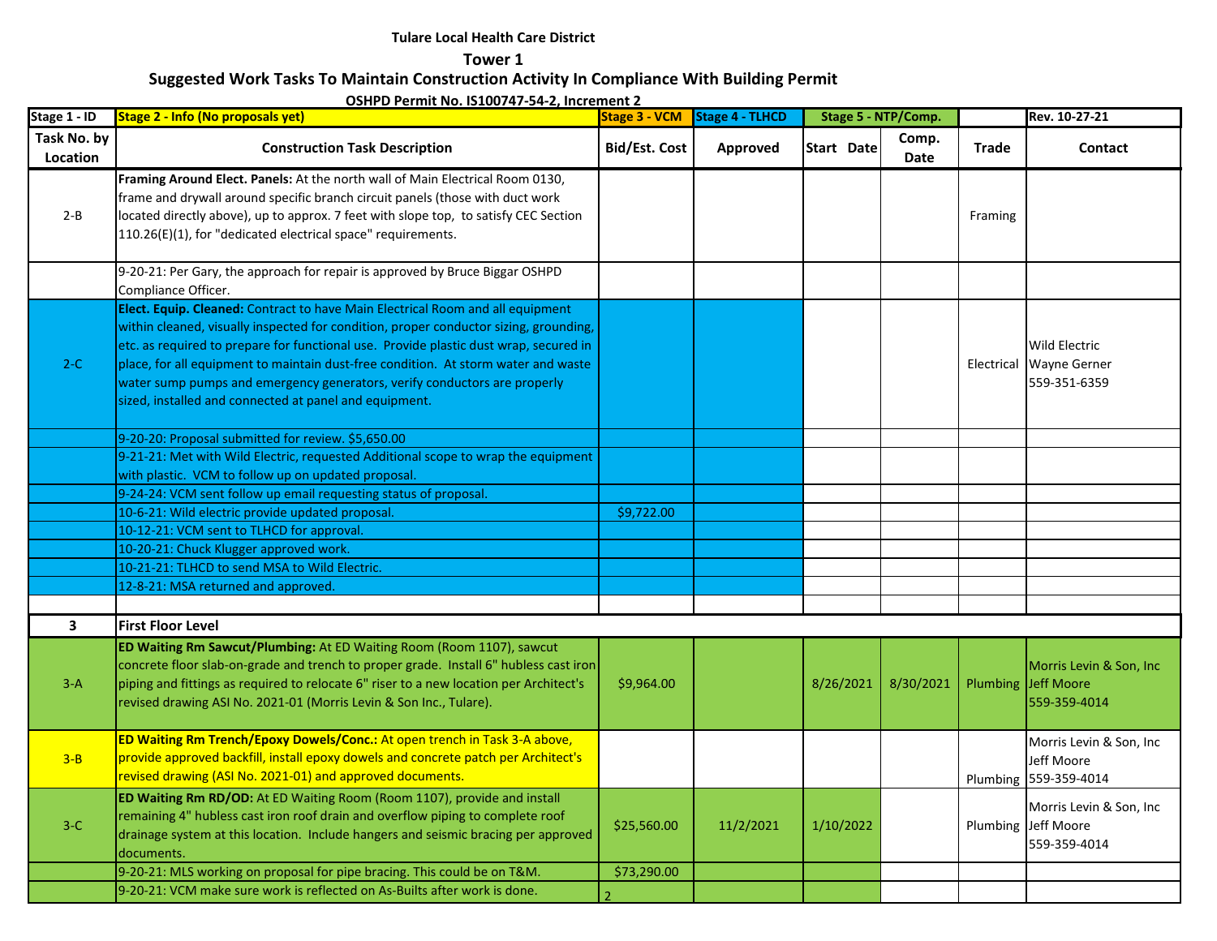**Tulare Local Health Care District**

## Tower 1

### Suggested Work Tasks To Maintain Construction Activity In Compliance With Building Permit

**OSHPD Permit No. IS100747-54-2, Increment 2**

| Stage 1 - ID | Stage 2 - Info (No proposals yet) | Stage 3 - VCM | Stage 4 - TLHCD | Stage 5 - NTP/Comp. | | | Rev. 10-27-21 |
|---|---|---|---|---|---|---|---|
| Task No. by Location | Construction Task Description | Bid/Est. Cost | Approved | Start Date | Comp. Date | Trade | Contact |
| 2-B | **Framing Around Elect. Panels:** At the north wall of Main Electrical Room 0130, frame and drywall around specific branch circuit panels (those with duct work located directly above), up to approx. 7 feet with slope top, to satisfy CEC Section 110.26(E)(1), for "dedicated electrical space" requirements. | | | | | Framing | |
| | 9-20-21: Per Gary, the approach for repair is approved by Bruce Biggar OSHPD Compliance Officer. | | | | | | |
| 2-C | **Elect. Equip. Cleaned:** Contract to have Main Electrical Room and all equipment within cleaned, visually inspected for condition, proper conductor sizing, grounding, etc. as required to prepare for functional use. Provide plastic dust wrap, secured in place, for all equipment to maintain dust-free condition. At storm water and waste water sump pumps and emergency generators, verify conductors are properly sized, installed and connected at panel and equipment. | | | | | Electrical | Wild Electric Wayne Gerner 559-351-6359 |
| | 9-20-20: Proposal submitted for review. $5,650.00 | | | | | | |
| | 9-21-21: Met with Wild Electric, requested Additional scope to wrap the equipment with plastic. VCM to follow up on updated proposal. | | | | | | |
| | 9-24-24: VCM sent follow up email requesting status of proposal. | | | | | | |
| | 10-6-21: Wild electric provide updated proposal. | $9,722.00 | | | | | |
| | 10-12-21: VCM sent to TLHCD for approval. | | | | | | |
| | 10-20-21: Chuck Klugger approved work. | | | | | | |
| | 10-21-21: TLHCD to send MSA to Wild Electric. | | | | | | |
| | 12-8-21: MSA returned and approved. | | | | | | |
| | | | | | | | |
| **3** | **First Floor Level** | | | | | | |
| 3-A | **ED Waiting Rm Sawcut/Plumbing:** At ED Waiting Room (Room 1107), sawcut concrete floor slab-on-grade and trench to proper grade. Install 6" hubless cast iron piping and fittings as required to relocate 6" riser to a new location per Architect's revised drawing ASI No. 2021-01 (Morris Levin & Son Inc., Tulare). | $9,964.00 | | 8/26/2021 | 8/30/2021 | Plumbing | Morris Levin & Son, Inc Jeff Moore 559-359-4014 |
| 3-B | **ED Waiting Rm Trench/Epoxy Dowels/Conc.:** At open trench in Task 3-A above, provide approved backfill, install epoxy dowels and concrete patch per Architect's revised drawing (ASI No. 2021-01) and approved documents. | | | | | Plumbing | Morris Levin & Son, Inc Jeff Moore 559-359-4014 |
| 3-C | **ED Waiting Rm RD/OD:** At ED Waiting Room (Room 1107), provide and install remaining 4" hubless cast iron roof drain and overflow piping to complete roof drainage system at this location. Include hangers and seismic bracing per approved documents. | $25,560.00 | 11/2/2021 | 1/10/2022 | | Plumbing | Morris Levin & Son, Inc Jeff Moore 559-359-4014 |
| | 9-20-21: MLS working on proposal for pipe bracing. This could be on T&M. | $73,290.00 | | | | | |
| | 9-20-21: VCM make sure work is reflected on As-Builts after work is done. | 2 | | | | | |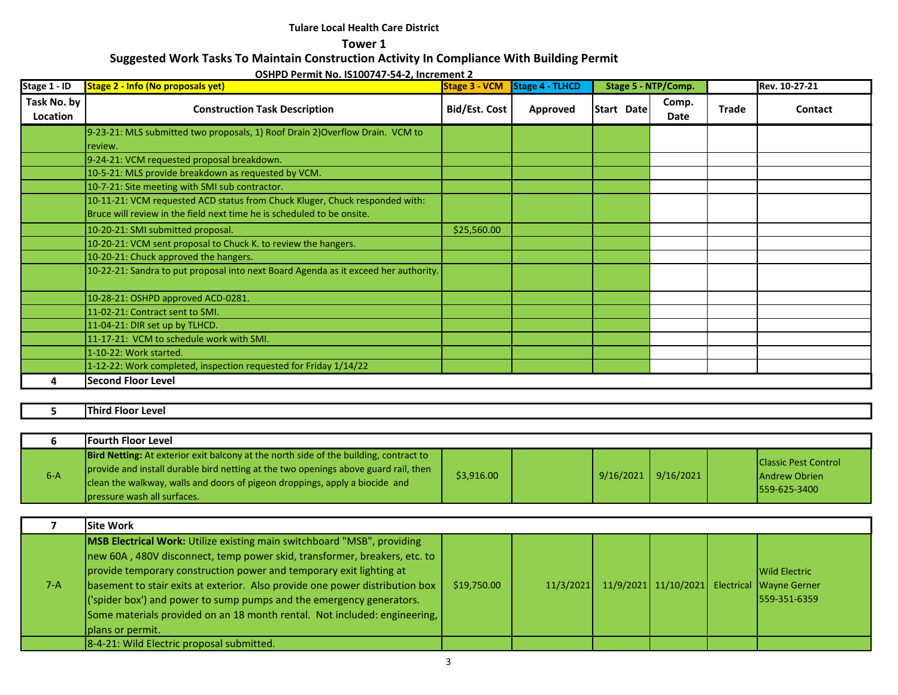**Tulare Local Health Care District**

**Tower 1**

**Suggested Work Tasks To Maintain Construction Activity In Compliance With Building Permit**

**OSHPD Permit No. IS100747-54-2, Increment 2**

| Stage 1 - ID | Stage 2 - Info (No proposals yet) | Stage 3 - VCM | Stage 4 - TLHCD | Stage 5 - NTP/Comp. | | | Rev. 10-27-21 |
|---|---|---|---|---|---|---|---|
| Task No. by Location | Construction Task Description | Bid/Est. Cost | Approved | Start Date | Comp. Date | Trade | Contact |
| | 9-23-21: MLS submitted two proposals, 1) Roof Drain 2)Overflow Drain. VCM to review. | | | | | | |
| | 9-24-21: VCM requested proposal breakdown. | | | | | | |
| | 10-5-21: MLS provide breakdown as requested by VCM. | | | | | | |
| | 10-7-21: Site meeting with SMI sub contractor. | | | | | | |
| | 10-11-21: VCM requested ACD status from Chuck Kluger, Chuck responded with: Bruce will review in the field next time he is scheduled to be onsite. | | | | | | |
| | 10-20-21: SMI submitted proposal. | $25,560.00 | | | | | |
| | 10-20-21: VCM sent proposal to Chuck K. to review the hangers. | | | | | | |
| | 10-20-21: Chuck approved the hangers. | | | | | | |
| | 10-22-21: Sandra to put proposal into next Board Agenda as it exceed her authority. | | | | | | |
| | 10-28-21: OSHPD approved ACD-0281. | | | | | | |
| | 11-02-21: Contract sent to SMI. | | | | | | |
| | 11-04-21: DIR set up by TLHCD. | | | | | | |
| | 11-17-21: VCM to schedule work with SMI. | | | | | | |
| | 1-10-22: Work started. | | | | | | |
| | 1-12-22: Work completed, inspection requested for Friday 1/14/22 | | | | | | |
| **4** | **Second Floor Level** | | | | | | |
| **5** | **Third Floor Level** | | | | | | |
| **6** | **Fourth Floor Level** | | | | | | |
| 6-A | **Bird Netting:** At exterior exit balcony at the north side of the building, contract to provide and install durable bird netting at the two openings above guard rail, then clean the walkway, walls and doors of pigeon droppings, apply a biocide and pressure wash all surfaces. | $3,916.00 | | 9/16/2021 | 9/16/2021 | | Classic Pest Control Andrew Obrien 559-625-3400 |
| **7** | **Site Work** | | | | | | |
| 7-A | **MSB Electrical Work:** Utilize existing main switchboard "MSB", providing new 60A , 480V disconnect, temp power skid, transformer, breakers, etc. to provide temporary construction power and temporary exit lighting at basement to stair exits at exterior. Also provide one power distribution box ('spider box') and power to sump pumps and the emergency generators. Some materials provided on an 18 month rental. Not included: engineering, plans or permit. | $19,750.00 | 11/3/2021 | 11/9/2021 | 11/10/2021 | Electrical | Wild Electric Wayne Gerner 559-351-6359 |
| | 8-4-21: Wild Electric proposal submitted. | | | | | | |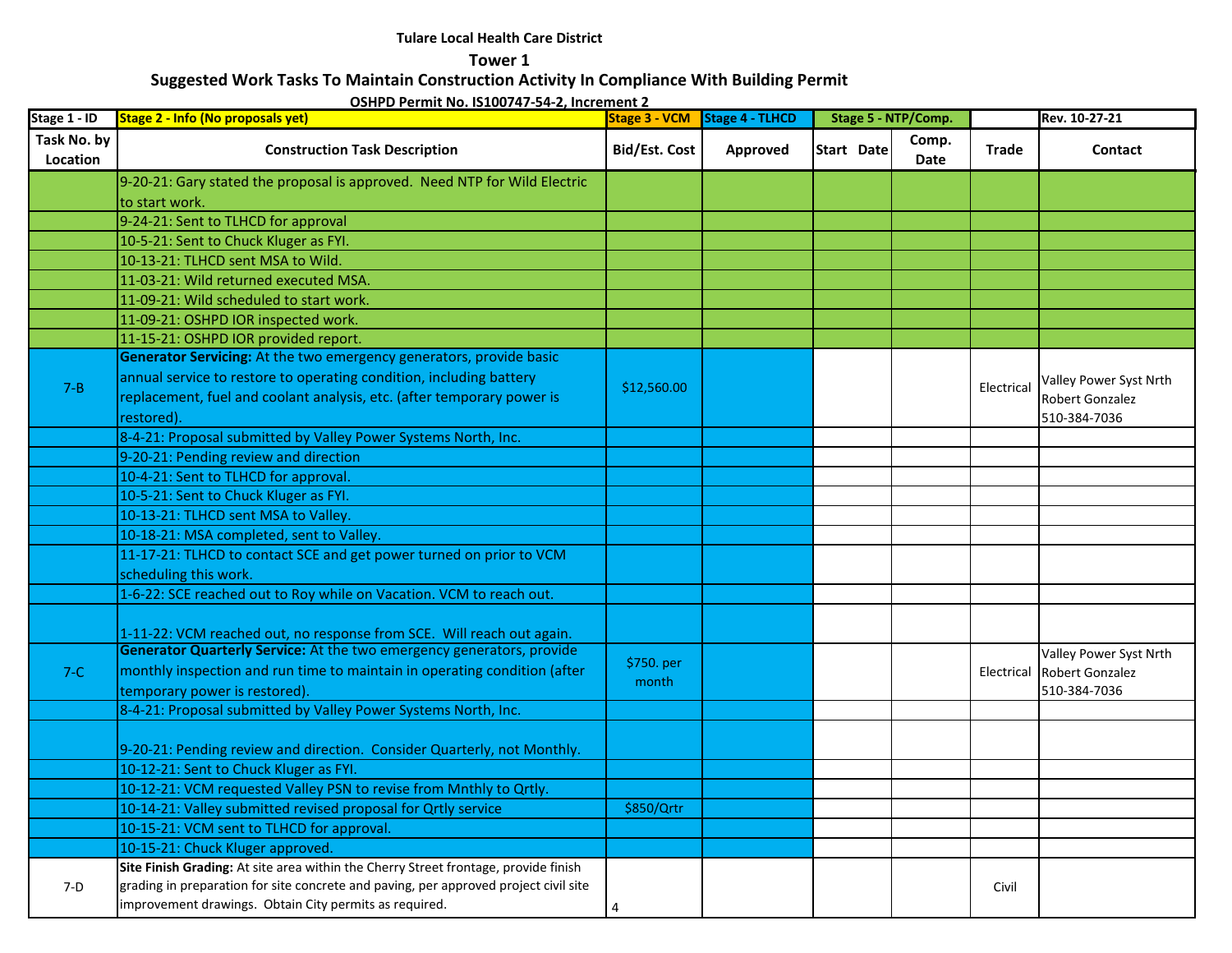**Tulare Local Health Care District**

**Tower 1**

**Suggested Work Tasks To Maintain Construction Activity In Compliance With Building Permit**

**OSHPD Permit No. IS100747-54-2, Increment 2**

| Stage 1 - ID | Stage 2 - Info (No proposals yet) | Stage 3 - VCM | Stage 4 - TLHCD | Stage 5 - NTP/Comp. | | | Rev. 10-27-21 |
|---|---|---|---|---|---|---|---|
| **Task No. by Location** | **Construction Task Description** | **Bid/Est. Cost** | **Approved** | **Start Date** | **Comp. Date** | **Trade** | **Contact** |
| | 9-20-21: Gary stated the proposal is approved. Need NTP for Wild Electric to start work. | | | | | | |
| | 9-24-21: Sent to TLHCD for approval | | | | | | |
| | 10-5-21: Sent to Chuck Kluger as FYI. | | | | | | |
| | 10-13-21: TLHCD sent MSA to Wild. | | | | | | |
| | 11-03-21: Wild returned executed MSA. | | | | | | |
| | 11-09-21: Wild scheduled to start work. | | | | | | |
| | 11-09-21: OSHPD IOR inspected work. | | | | | | |
| | 11-15-21: OSHPD IOR provided report. | | | | | | |
| 7-B | **Generator Servicing:** At the two emergency generators, provide basic annual service to restore to operating condition, including battery replacement, fuel and coolant analysis, etc. (after temporary power is restored). | $12,560.00 | | | | Electrical | Valley Power Syst Nrth<br>Robert Gonzalez<br>510-384-7036 |
| | 8-4-21: Proposal submitted by Valley Power Systems North, Inc. | | | | | | |
| | 9-20-21: Pending review and direction | | | | | | |
| | 10-4-21: Sent to TLHCD for approval. | | | | | | |
| | 10-5-21: Sent to Chuck Kluger as FYI. | | | | | | |
| | 10-13-21: TLHCD sent MSA to Valley. | | | | | | |
| | 10-18-21: MSA completed, sent to Valley. | | | | | | |
| | 11-17-21: TLHCD to contact SCE and get power turned on prior to VCM scheduling this work. | | | | | | |
| | 1-6-22: SCE reached out to Roy while on Vacation. VCM to reach out. | | | | | | |
| | 1-11-22: VCM reached out, no response from SCE. Will reach out again. | | | | | | |
| 7-C | **Generator Quarterly Service:** At the two emergency generators, provide monthly inspection and run time to maintain in operating condition (after temporary power is restored). | $750. per month | | | | Electrical | Valley Power Syst Nrth<br>Robert Gonzalez<br>510-384-7036 |
| | 8-4-21: Proposal submitted by Valley Power Systems North, Inc. | | | | | | |
| | 9-20-21: Pending review and direction. Consider Quarterly, not Monthly. | | | | | | |
| | 10-12-21: Sent to Chuck Kluger as FYI. | | | | | | |
| | 10-12-21: VCM requested Valley PSN to revise from Mnthly to Qrtly. | | | | | | |
| | 10-14-21: Valley submitted revised proposal for Qrtly service | $850/Qrtr | | | | | |
| | 10-15-21: VCM sent to TLHCD for approval. | | | | | | |
| | 10-15-21: Chuck Kluger approved. | | | | | | |
| 7-D | **Site Finish Grading:** At site area within the Cherry Street frontage, provide finish grading in preparation for site concrete and paving, per approved project civil site improvement drawings. Obtain City permits as required. | | | | | Civil | |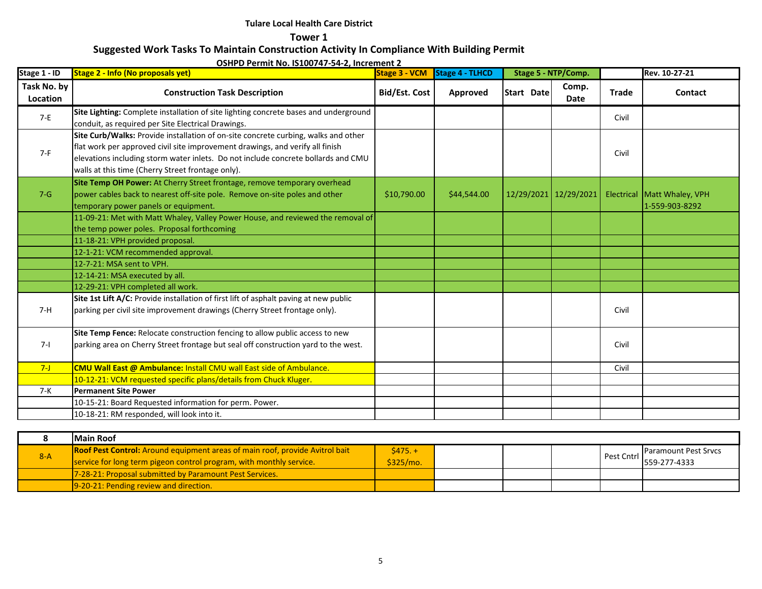**Tulare Local Health Care District**

**Tower 1**

**Suggested Work Tasks To Maintain Construction Activity In Compliance With Building Permit**

**OSHPD Permit No. IS100747-54-2, Increment 2**

| Stage 1 - ID | Stage 2 - Info (No proposals yet) | Stage 3 - VCM | Stage 4 - TLHCD | Stage 5 - NTP/Comp. | | | Rev. 10-27-21 |
|---|---|---|---|---|---|---|---|
| Task No. by Location | Construction Task Description | Bid/Est. Cost | Approved | Start Date | Comp. Date | Trade | Contact |
| 7-E | **Site Lighting:** Complete installation of site lighting concrete bases and underground conduit, as required per Site Electrical Drawings. | | | | | Civil | |
| 7-F | **Site Curb/Walks:** Provide installation of on-site concrete curbing, walks and other flat work per approved civil site improvement drawings, and verify all finish elevations including storm water inlets. Do not include concrete bollards and CMU walls at this time (Cherry Street frontage only). | | | | | Civil | |
| 7-G | **Site Temp OH Power:** At Cherry Street frontage, remove temporary overhead power cables back to nearest off-site pole. Remove on-site poles and other temporary power panels or equipment. | $10,790.00 | $44,544.00 | 12/29/2021 | 12/29/2021 | Electrical | Matt Whaley, VPH 1-559-903-8292 |
| | 11-09-21: Met with Matt Whaley, Valley Power House, and reviewed the removal of the temp power poles. Proposal forthcoming | | | | | | |
| | 11-18-21: VPH provided proposal. | | | | | | |
| | 12-1-21: VCM recommended approval. | | | | | | |
| | 12-7-21: MSA sent to VPH. | | | | | | |
| | 12-14-21: MSA executed by all. | | | | | | |
| | 12-29-21: VPH completed all work. | | | | | | |
| 7-H | **Site 1st Lift A/C:** Provide installation of first lift of asphalt paving at new public parking per civil site improvement drawings (Cherry Street frontage only). | | | | | Civil | |
| 7-I | **Site Temp Fence:** Relocate construction fencing to allow public access to new parking area on Cherry Street frontage but seal off construction yard to the west. | | | | | Civil | |
| 7-J | **CMU Wall East @ Ambulance:** Install CMU wall East side of Ambulance. | | | | | Civil | |
| | 10-12-21: VCM requested specific plans/details from Chuck Kluger. | | | | | | |
| 7-K | **Permanent Site Power** | | | | | | |
| | 10-15-21: Board Requested information for perm. Power. | | | | | | |
| | 10-18-21: RM responded, will look into it. | | | | | | |
| **8** | **Main Roof** | | | | | | |
| 8-A | **Roof Pest Control:** Around equipment areas of main roof, provide Avitrol bait service for long term pigeon control program, with monthly service. | $475. + $325/mo. | | | | Pest Cntrl | Paramount Pest Srvcs 559-277-4333 |
| | 7-28-21: Proposal submitted by Paramount Pest Services. | | | | | | |
| | 9-20-21: Pending review and direction. | | | | | | |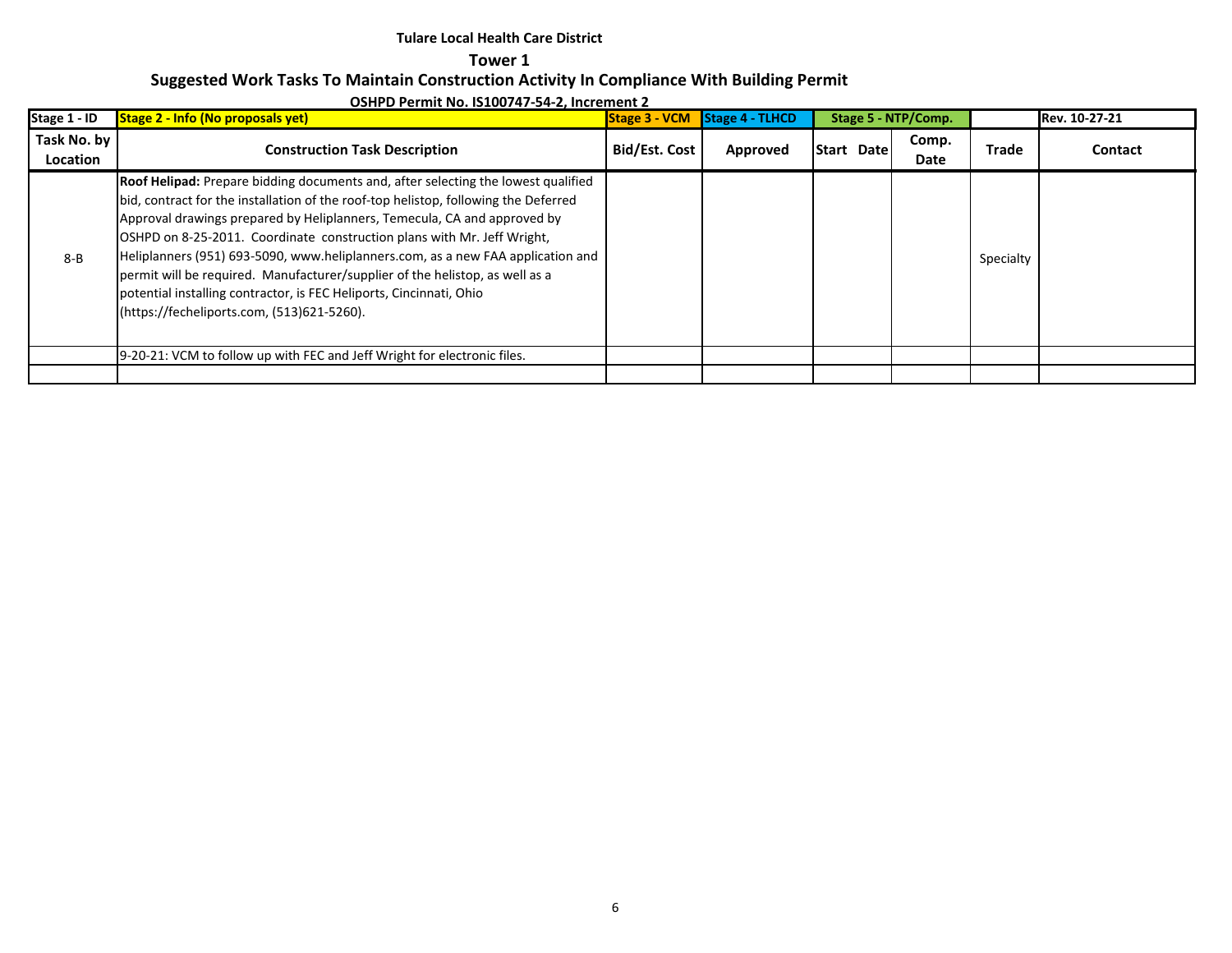**Tulare Local Health Care District**

**Tower 1**

**Suggested Work Tasks To Maintain Construction Activity In Compliance With Building Permit**

**OSHPD Permit No. IS100747-54-2, Increment 2**

| Stage 1 - ID | Stage 2 - Info (No proposals yet) | Stage 3 - VCM | Stage 4 - TLHCD | Stage 5 - NTP/Comp. | | | Rev. 10-27-21 |
|---|---|---|---|---|---|---|---|
| **Task No. by Location** | **Construction Task Description** | **Bid/Est. Cost** | **Approved** | **Start Date** | **Comp. Date** | **Trade** | **Contact** |
| 8-B | **Roof Helipad:** Prepare bidding documents and, after selecting the lowest qualified bid, contract for the installation of the roof-top helistop, following the Deferred Approval drawings prepared by Heliplanners, Temecula, CA and approved by OSHPD on 8-25-2011. Coordinate construction plans with Mr. Jeff Wright, Heliplanners (951) 693-5090, www.heliplanners.com, as a new FAA application and permit will be required. Manufacturer/supplier of the helistop, as well as a potential installing contractor, is FEC Heliports, Cincinnati, Ohio (https://fecheliports.com, (513)621-5260). | | | | | Specialty | |
| | 9-20-21: VCM to follow up with FEC and Jeff Wright for electronic files. | | | | | | |
| | | | | | | | |